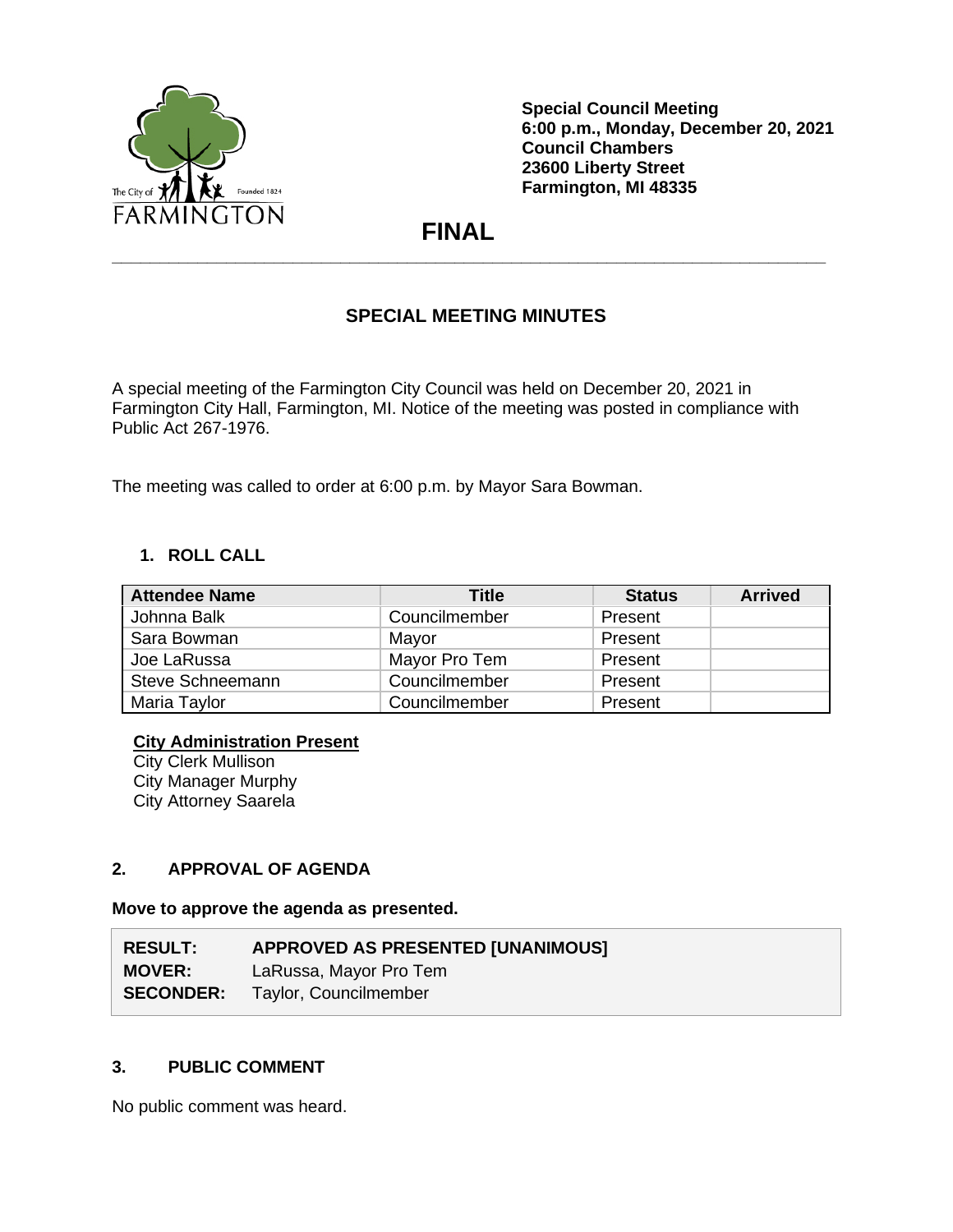Special Council Meeting
6:00 p.m., Monday, December 20, 2021
Council Chambers
23600 Liberty Street
Farmington, MI 48335

# FINAL

## SPECIAL MEETING MINUTES

A special meeting of the Farmington City Council was held on December 20, 2021 in Farmington City Hall, Farmington, MI. Notice of the meeting was posted in compliance with Public Act 267-1976.

The meeting was called to order at 6:00 p.m. by Mayor Sara Bowman.

### 1. ROLL CALL

| Attendee Name | Title | Status | Arrived |
|---|---|---|---|
| Johnna Balk | Councilmember | Present | |
| Sara Bowman | Mayor | Present | |
| Joe LaRussa | Mayor Pro Tem | Present | |
| Steve Schneemann | Councilmember | Present | |
| Maria Taylor | Councilmember | Present | |

**City Administration Present**
City Clerk Mullison
City Manager Murphy
City Attorney Saarela

### 2. APPROVAL OF AGENDA

**Move to approve the agenda as presented.**

| | |
|---|---|
| **RESULT:** | **APPROVED AS PRESENTED [UNANIMOUS]** |
| **MOVER:** | LaRussa, Mayor Pro Tem |
| **SECONDER:** | Taylor, Councilmember |

### 3. PUBLIC COMMENT

No public comment was heard.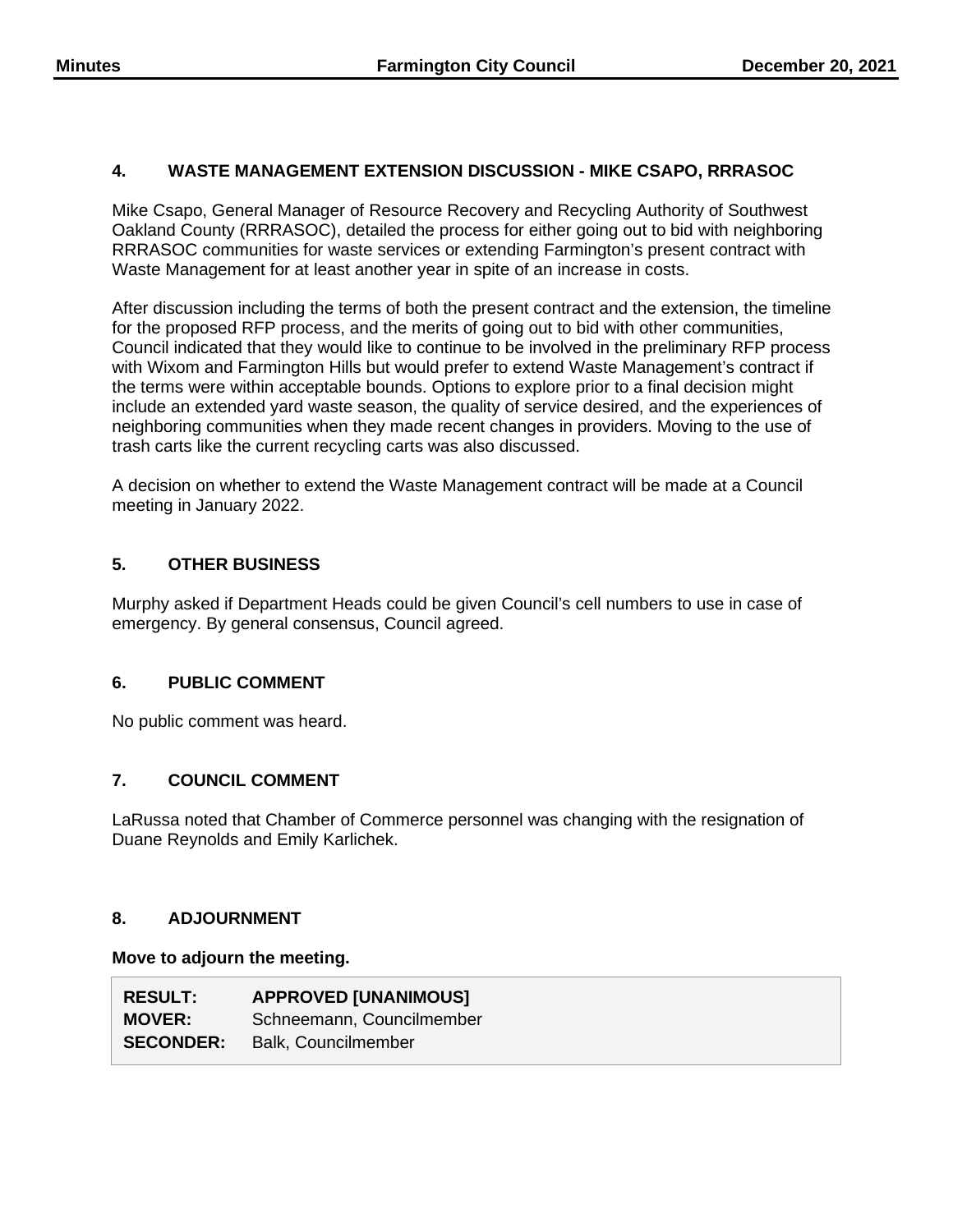## 4. WASTE MANAGEMENT EXTENSION DISCUSSION - MIKE CSAPO, RRRASOC

Mike Csapo, General Manager of Resource Recovery and Recycling Authority of Southwest Oakland County (RRRASOC), detailed the process for either going out to bid with neighboring RRRASOC communities for waste services or extending Farmington's present contract with Waste Management for at least another year in spite of an increase in costs.

After discussion including the terms of both the present contract and the extension, the timeline for the proposed RFP process, and the merits of going out to bid with other communities, Council indicated that they would like to continue to be involved in the preliminary RFP process with Wixom and Farmington Hills but would prefer to extend Waste Management's contract if the terms were within acceptable bounds. Options to explore prior to a final decision might include an extended yard waste season, the quality of service desired, and the experiences of neighboring communities when they made recent changes in providers. Moving to the use of trash carts like the current recycling carts was also discussed.

A decision on whether to extend the Waste Management contract will be made at a Council meeting in January 2022.

## 5. OTHER BUSINESS

Murphy asked if Department Heads could be given Council's cell numbers to use in case of emergency. By general consensus, Council agreed.

## 6. PUBLIC COMMENT

No public comment was heard.

## 7. COUNCIL COMMENT

LaRussa noted that Chamber of Commerce personnel was changing with the resignation of Duane Reynolds and Emily Karlichek.

## 8. ADJOURNMENT

**Move to adjourn the meeting.**

| | |
|---|---|
| **RESULT:** | **APPROVED [UNANIMOUS]** |
| **MOVER:** | Schneemann, Councilmember |
| **SECONDER:** | Balk, Councilmember |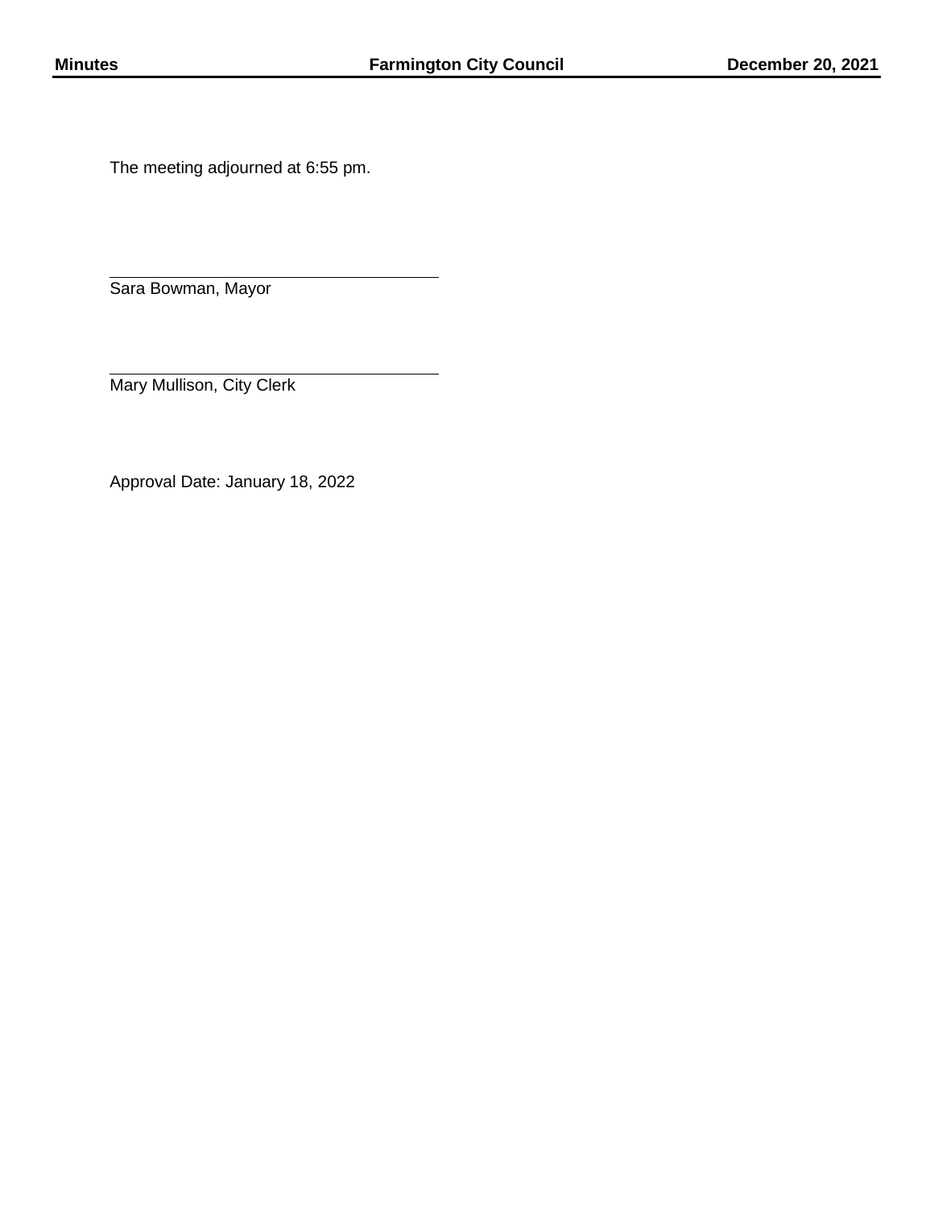The meeting adjourned at 6:55 pm.

\_\_\_\_\_\_\_\_\_\_\_\_\_\_\_\_\_\_\_\_\_\_\_\_\_\_\_\_\_\_\_\_\_\_

Sara Bowman, Mayor

\_\_\_\_\_\_\_\_\_\_\_\_\_\_\_\_\_\_\_\_\_\_\_\_\_\_\_\_\_\_\_\_\_\_

Mary Mullison, City Clerk

Approval Date: January 18, 2022